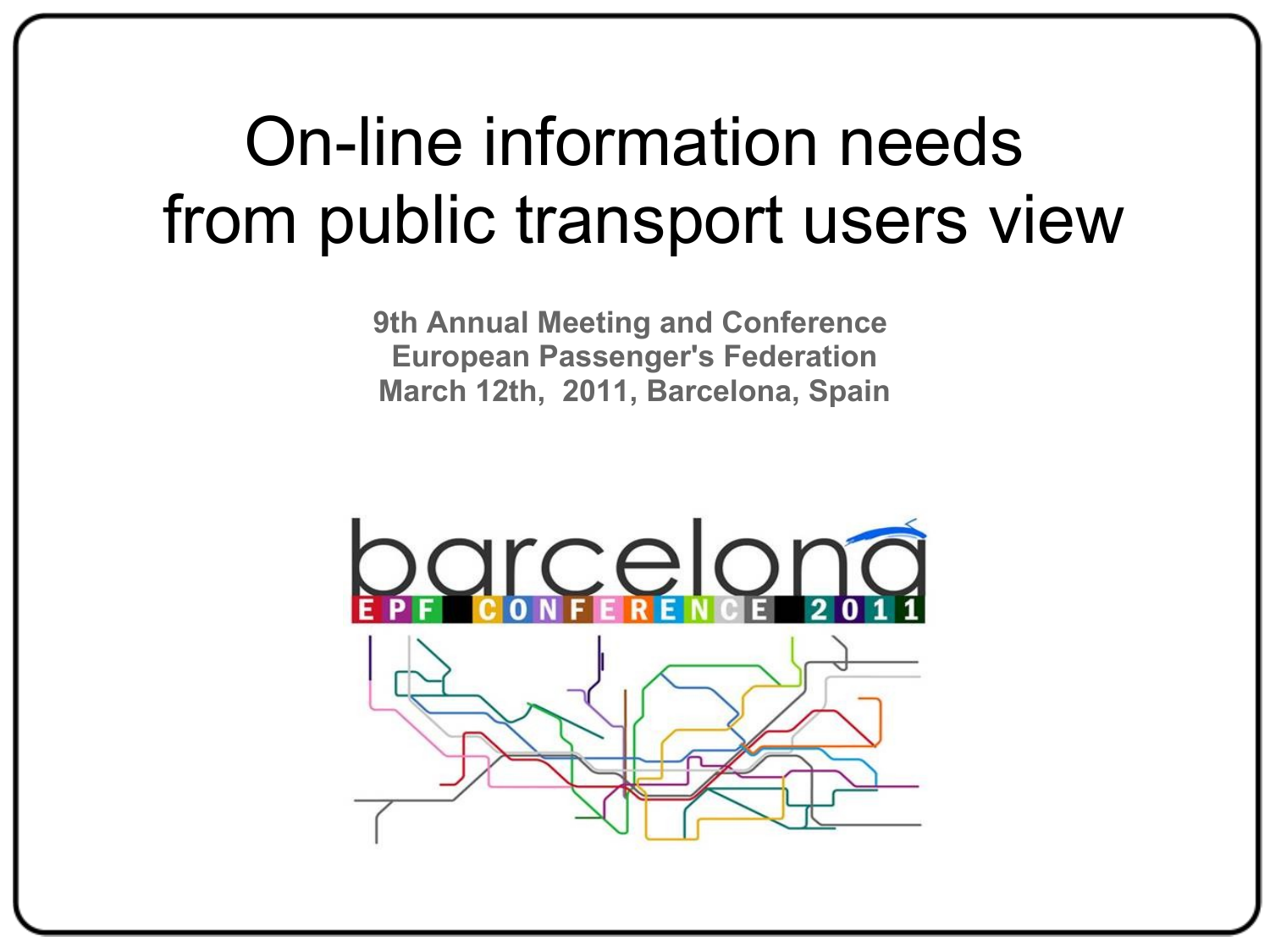# On-line information needs from public transport users view

**9th Annual Meeting and Conference**
**European Passenger's Federation**
**March 12th, 2011, Barcelona, Spain**

barcelona
EPF CONFERENCE 2011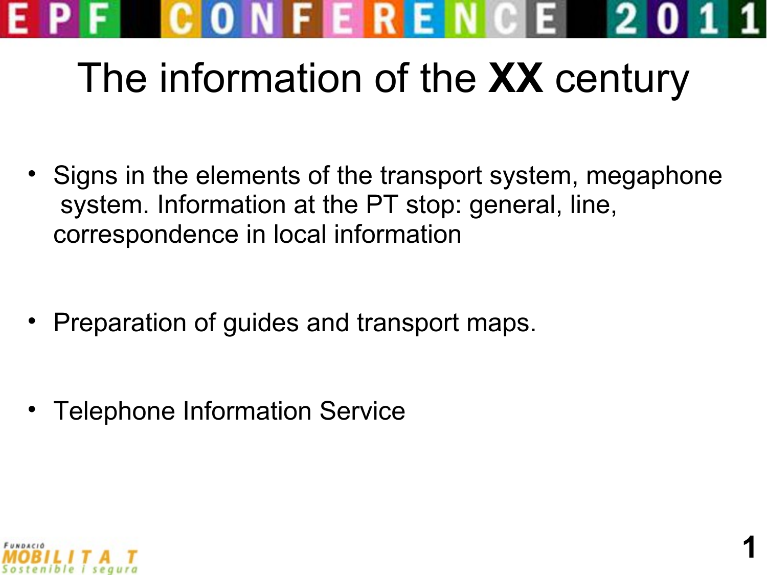# The information of the **XX** century

- Signs in the elements of the transport system, megaphone system. Information at the PT stop: general, line, correspondence in local information
- Preparation of guides and transport maps.
- Telephone Information Service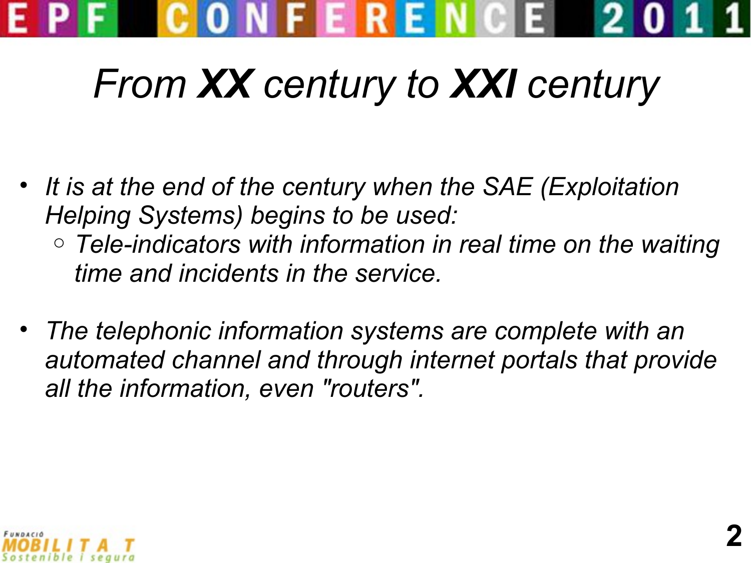# *From **XX** century to **XXI** century*

- *It is at the end of the century when the SAE (Exploitation Helping Systems) begins to be used:*
  - *Tele-indicators with information in real time on the waiting time and incidents in the service.*

- *The telephonic information systems are complete with an automated channel and through internet portals that provide all the information, even "routers".*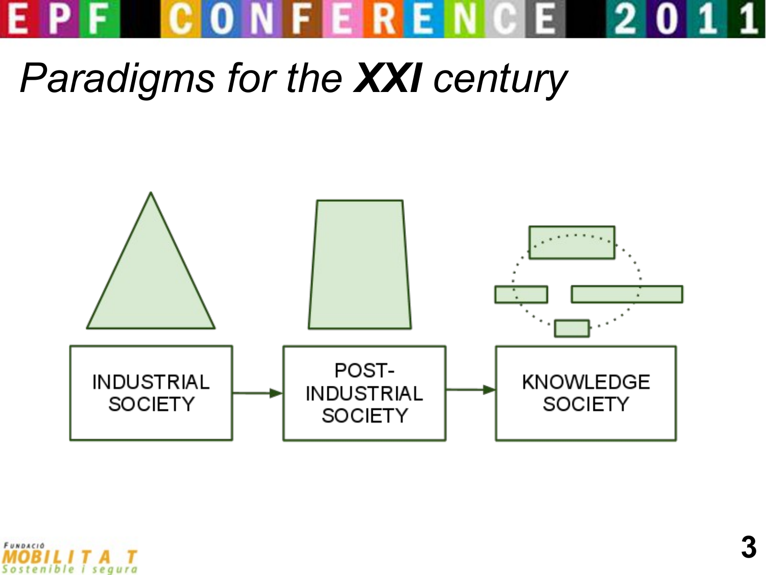# *Paradigms for the **XXI** century*

INDUSTRIAL SOCIETY → POST-INDUSTRIAL SOCIETY → KNOWLEDGE SOCIETY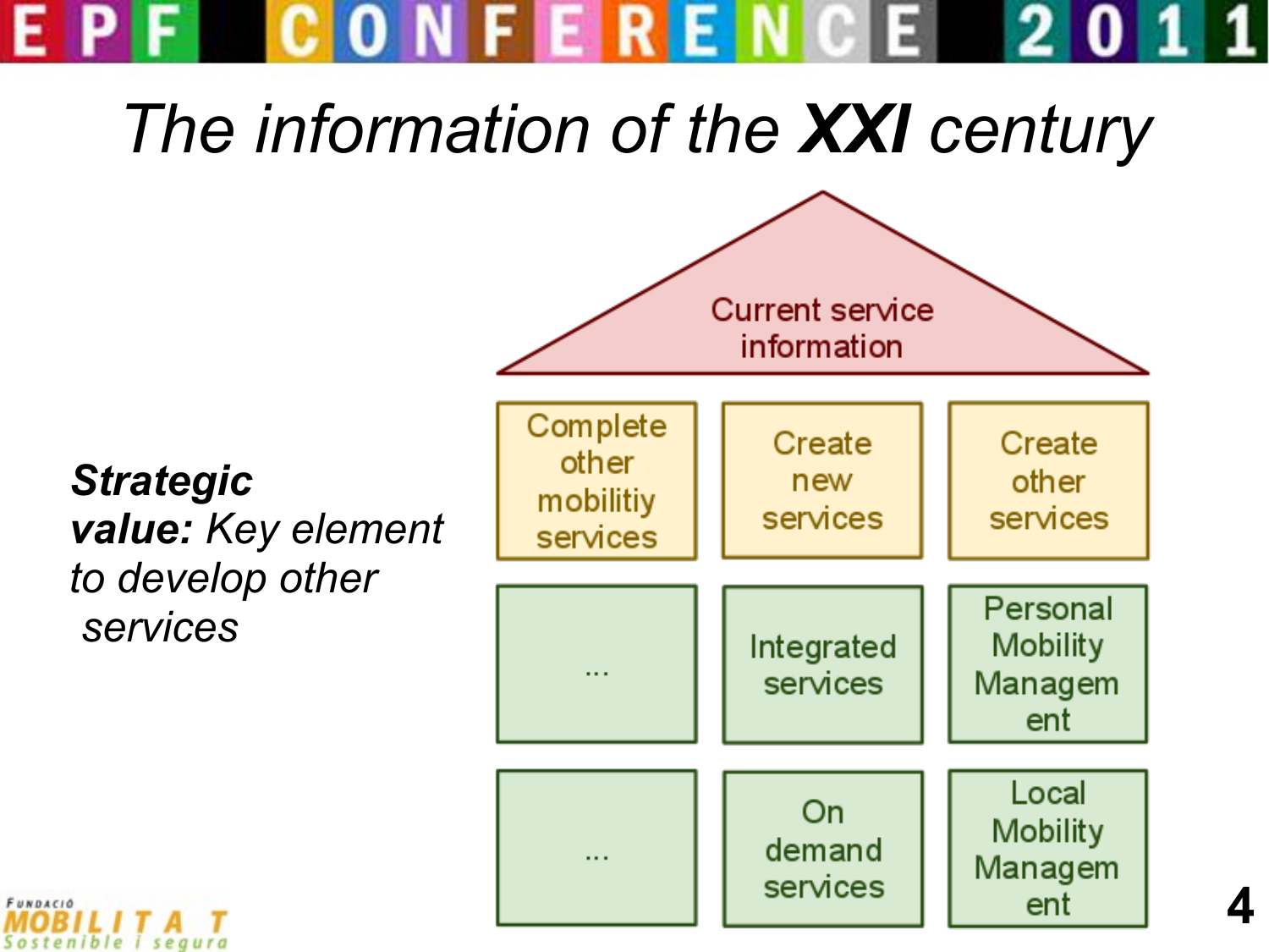# The information of the *XXI* century

***Strategic value:*** *Key element to develop other services*

Current service information

| Complete other mobilitiy services | Create new services | Create other services |
|---|---|---|
| ... | Integrated services | Personal Mobility Managem ent |
| ... | On demand services | Local Mobility Managem ent |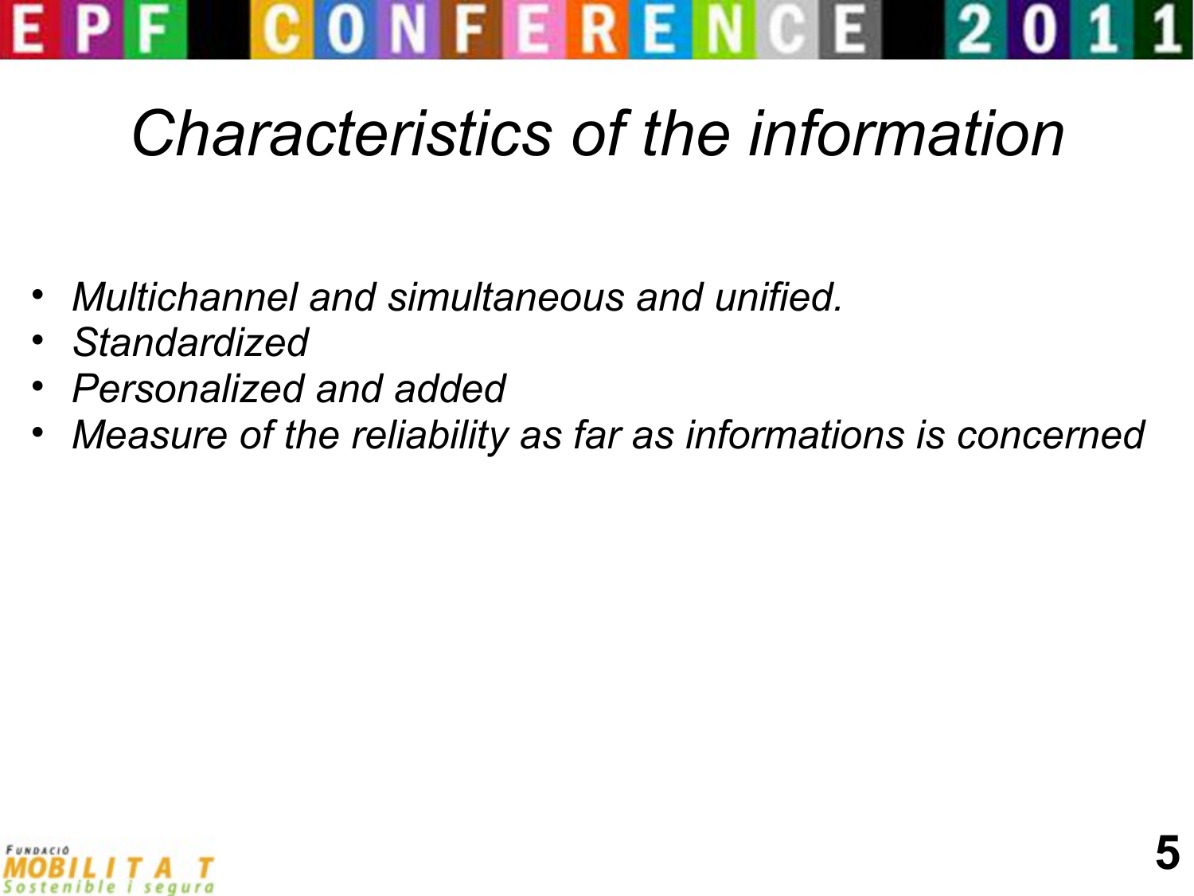# *Characteristics of the information*

- *Multichannel and simultaneous and unified.*
- *Standardized*
- *Personalized and added*
- *Measure of the reliability as far as informations is concerned*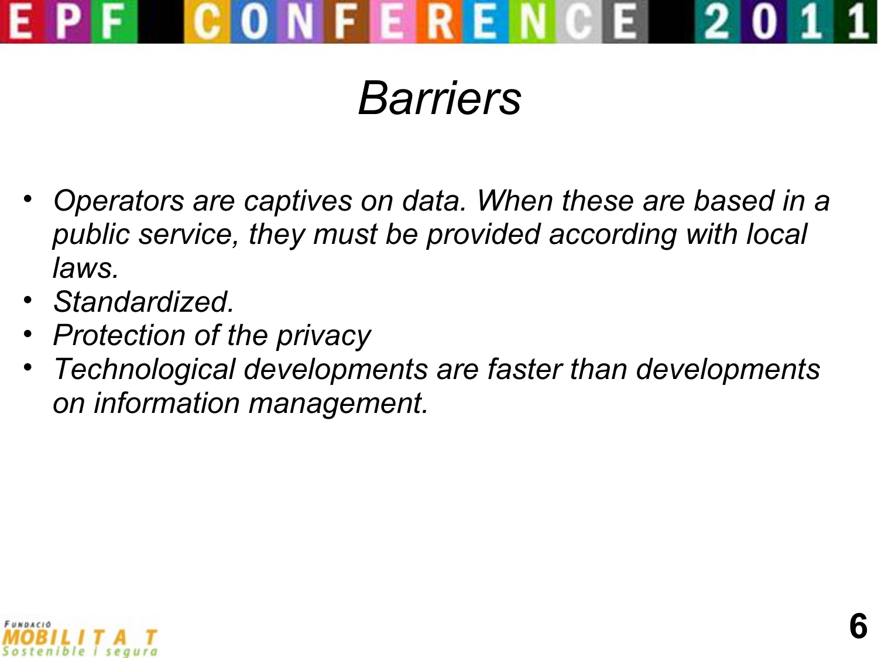# *Barriers*

- *Operators are captives on data. When these are based in a public service, they must be provided according with local laws.*
- *Standardized.*
- *Protection of the privacy*
- *Technological developments are faster than developments on information management.*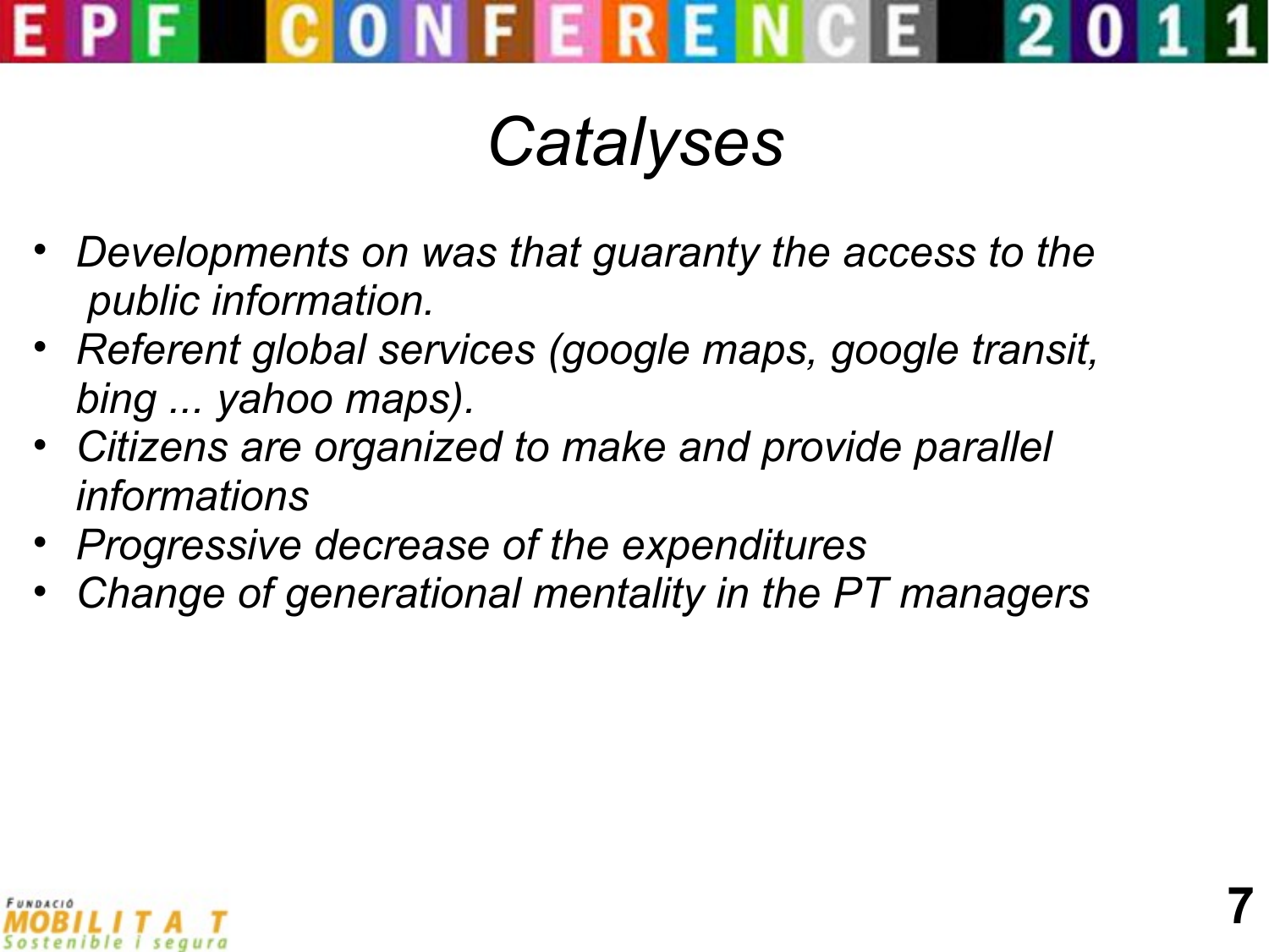# *Catalyses*

- *Developments on was that guaranty the access to the public information.*
- *Referent global services (google maps, google transit, bing ... yahoo maps).*
- *Citizens are organized to make and provide parallel informations*
- *Progressive decrease of the expenditures*
- *Change of generational mentality in the PT managers*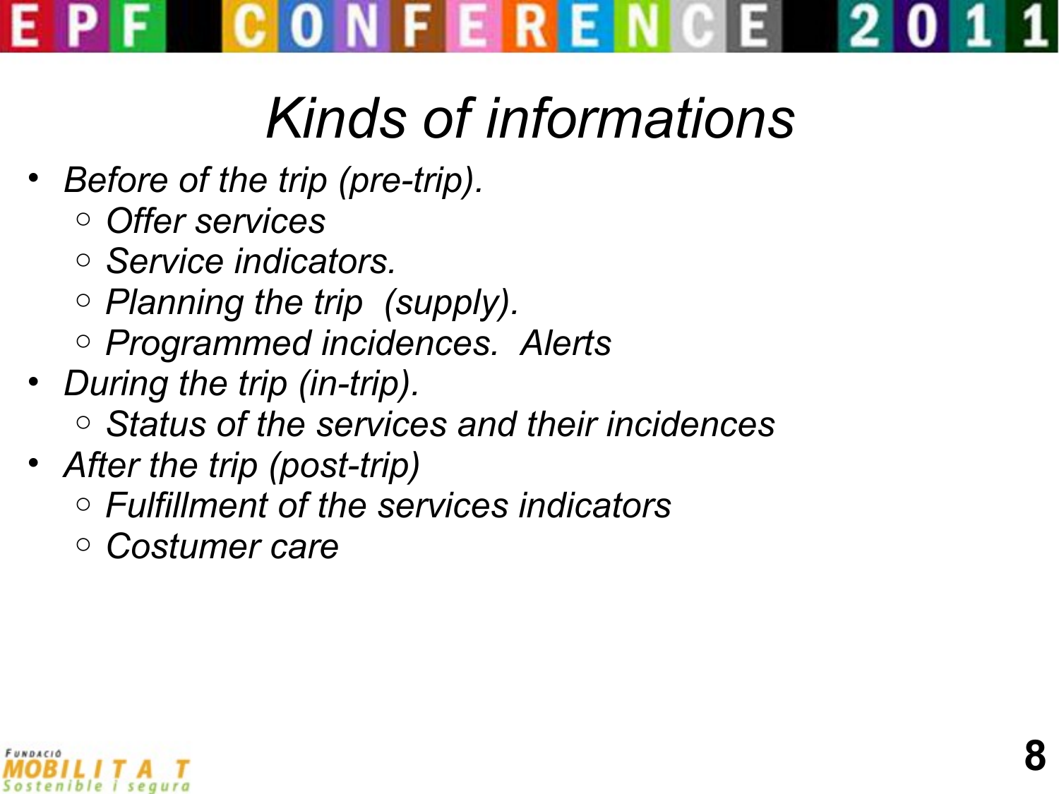# *Kinds of informations*

- *Before of the trip (pre-trip).*
  - *Offer services*
  - *Service indicators.*
  - *Planning the trip  (supply).*
  - *Programmed incidences.  Alerts*
- *During the trip (in-trip).*
  - *Status of the services and their incidences*
- *After the trip (post-trip)*
  - *Fulfillment of the services indicators*
  - *Costumer care*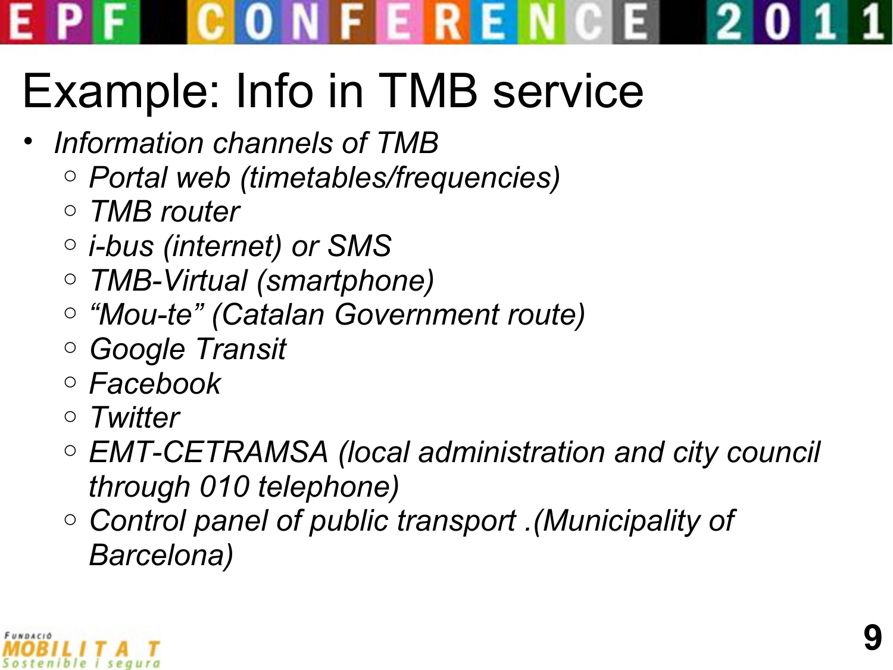# Example: Info in TMB service

- *Information channels of TMB*
  - *Portal web (timetables/frequencies)*
  - *TMB router*
  - *i-bus (internet) or SMS*
  - *TMB-Virtual (smartphone)*
  - *"Mou-te" (Catalan Government route)*
  - *Google Transit*
  - *Facebook*
  - *Twitter*
  - *EMT-CETRAMSA (local administration and city council through 010 telephone)*
  - *Control panel of public transport .(Municipality of Barcelona)*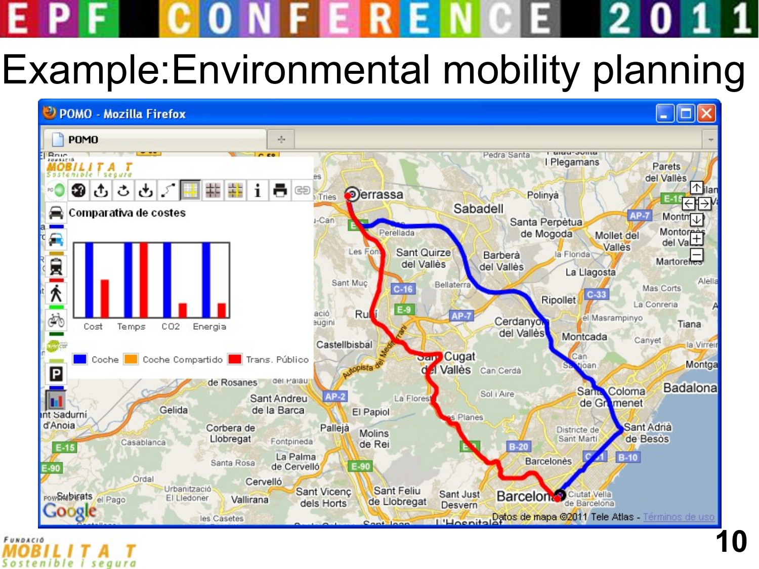# Example:Environmental mobility planning

POMO - Mozilla Firefox

POMO

Comparativa de costes

Cost Temps CO2 Energia

Coche Coche Compartido Trans. Públic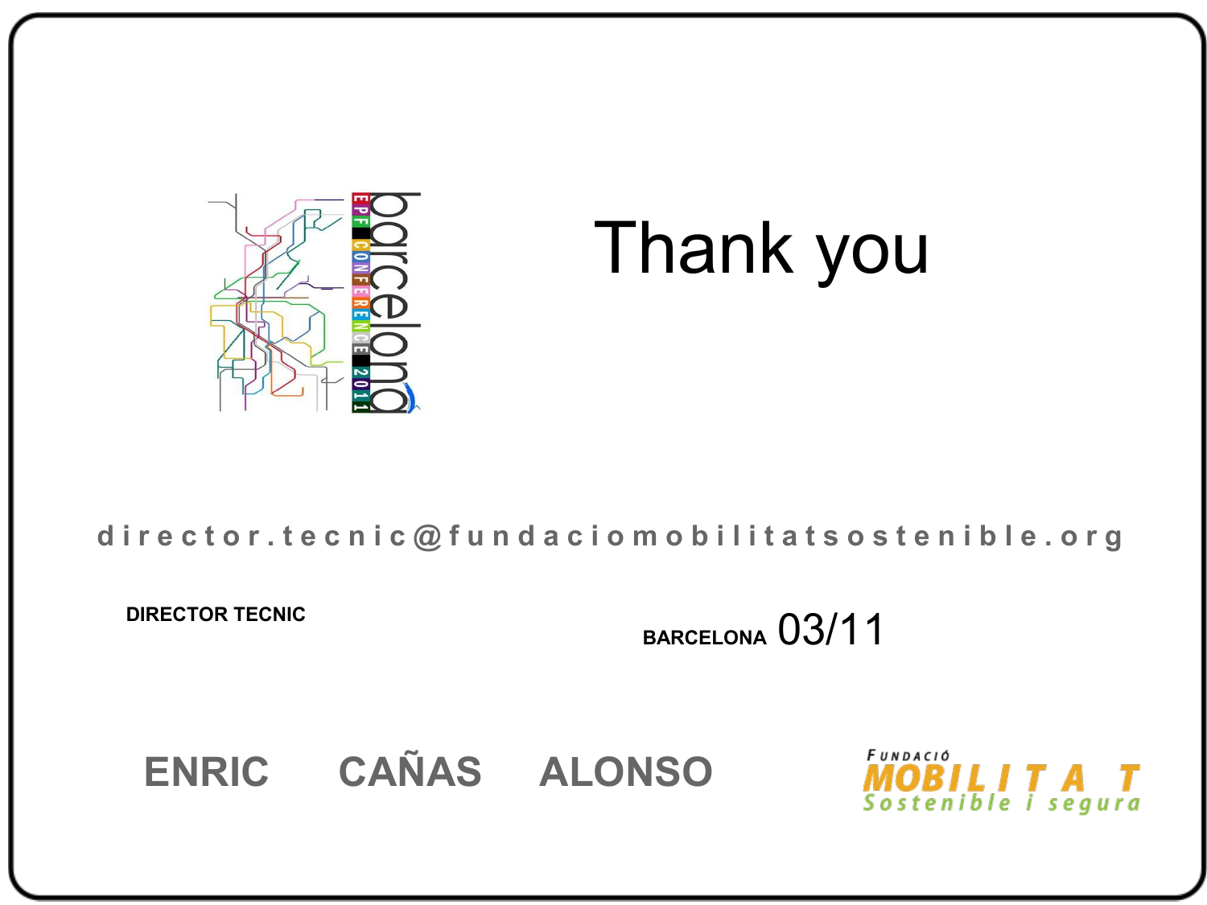# Thank you

director.tecnic@fundaciomobilitatsostenible.org

DIRECTOR TECNIC

BARCELONA 03/11

ENRIC CAÑAS ALONSO

FUNDACIÓ MOBILITAT Sostenible i segura